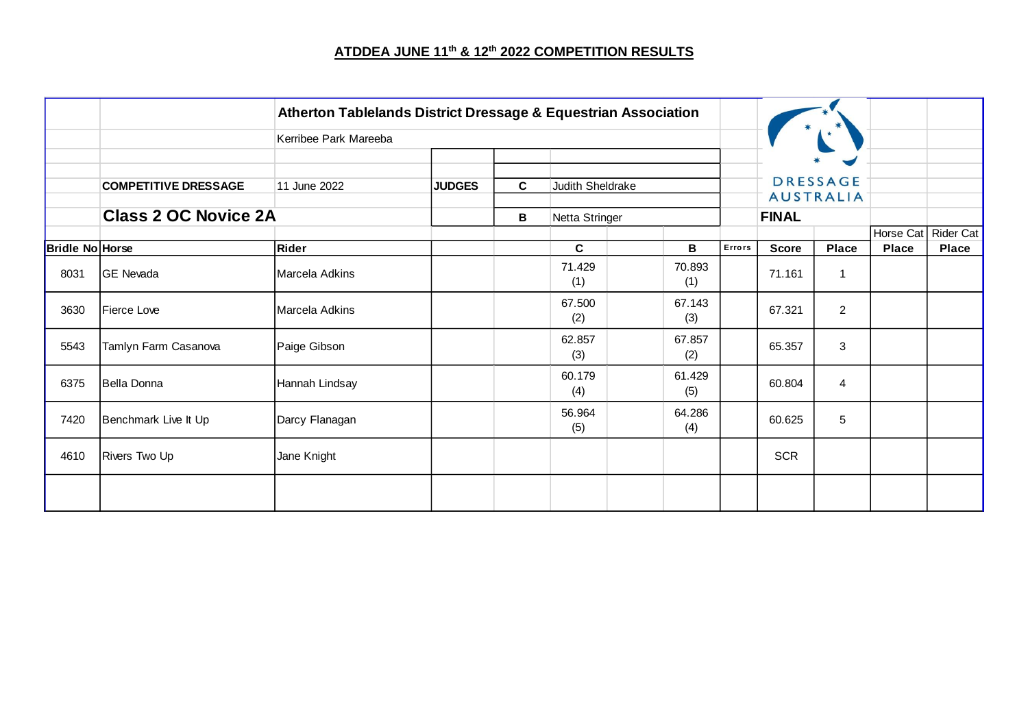# ATDDEA JUNE 11th & 12th 2022 COMPETITION RESULTS

**Atherton Tablelands District Dressage & Equestrian Association**

Kerribee Park Mareeba

DRESSAGE AUSTRALIA

**COMPETITIVE DRESSAGE** — 11 June 2022

**JUDGES**
- **C** Judith Sheldrake
- **B** Netta Stringer

## Class 2 OC Novice 2A

**FINAL**

| Bridle No | Horse | Rider | C | B | Errors | Score | Place | Horse Cat Place | Rider Cat Place |
|---|---|---|---|---|---|---|---|---|---|
| 8031 | GE Nevada | Marcela Adkins | 71.429 (1) | 70.893 (1) | | 71.161 | 1 | | |
| 3630 | Fierce Love | Marcela Adkins | 67.500 (2) | 67.143 (3) | | 67.321 | 2 | | |
| 5543 | Tamlyn Farm Casanova | Paige Gibson | 62.857 (3) | 67.857 (2) | | 65.357 | 3 | | |
| 6375 | Bella Donna | Hannah Lindsay | 60.179 (4) | 61.429 (5) | | 60.804 | 4 | | |
| 7420 | Benchmark Live It Up | Darcy Flanagan | 56.964 (5) | 64.286 (4) | | 60.625 | 5 | | |
| 4610 | Rivers Two Up | Jane Knight | | | | SCR | | | |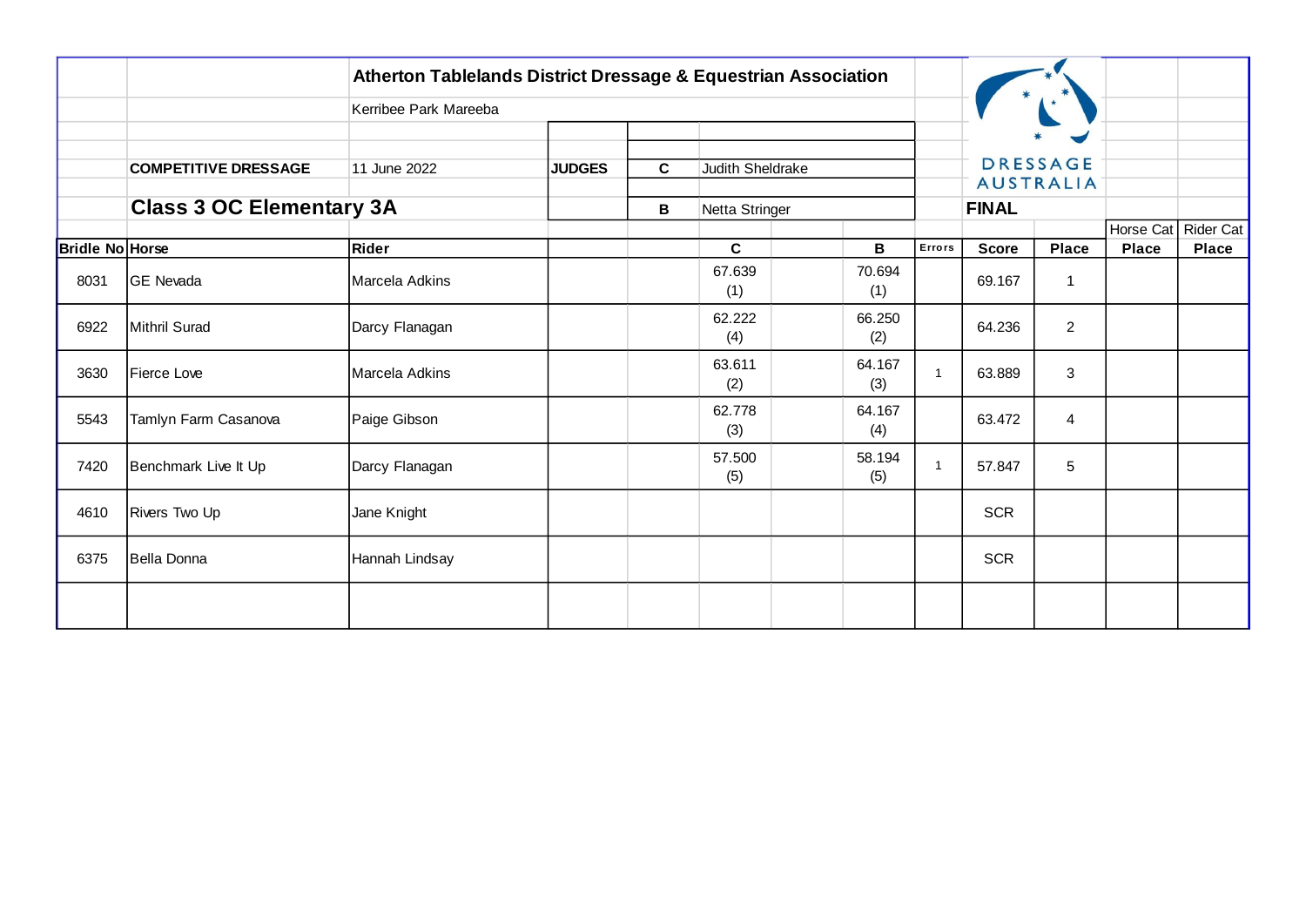**Atherton Tablelands District Dressage & Equestrian Association**

Kerribee Park Mareeba

**COMPETITIVE DRESSAGE** 11 June 2022

**JUDGES**

| | |
|---|---|
| **C** | Judith Sheldrake |
| **B** | Netta Stringer |

DRESSAGE AUSTRALIA

## Class 3 OC Elementary 3A

**FINAL**

| Bridle No | Horse | Rider | C | B | Errors | Score | Place | Horse Cat Place | Rider Cat Place |
|---|---|---|---|---|---|---|---|---|---|
| 8031 | GE Nevada | Marcela Adkins | 67.639 (1) | 70.694 (1) | | 69.167 | 1 | | |
| 6922 | Mithril Surad | Darcy Flanagan | 62.222 (4) | 66.250 (2) | | 64.236 | 2 | | |
| 3630 | Fierce Love | Marcela Adkins | 63.611 (2) | 64.167 (3) | 1 | 63.889 | 3 | | |
| 5543 | Tamlyn Farm Casanova | Paige Gibson | 62.778 (3) | 64.167 (4) | | 63.472 | 4 | | |
| 7420 | Benchmark Live It Up | Darcy Flanagan | 57.500 (5) | 58.194 (5) | 1 | 57.847 | 5 | | |
| 4610 | Rivers Two Up | Jane Knight | | | | SCR | | | |
| 6375 | Bella Donna | Hannah Lindsay | | | | SCR | | | |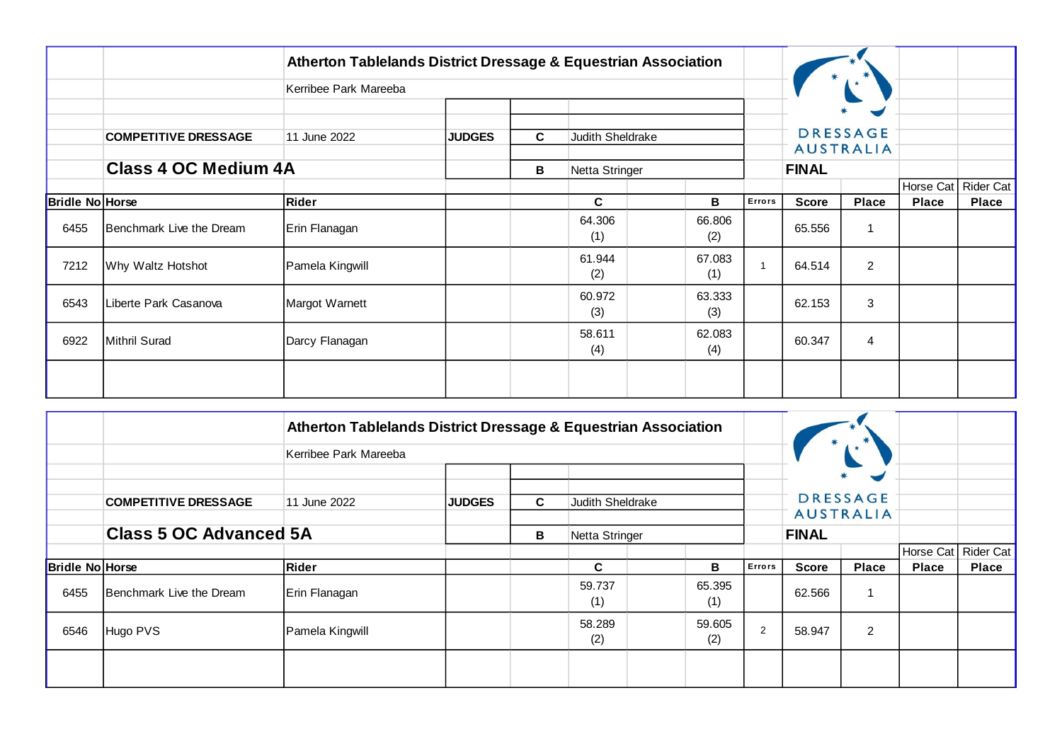## Atherton Tablelands District Dressage & Equestrian Association

Kerribee Park Mareeba

**COMPETITIVE DRESSAGE** 11 June 2022

**JUDGES**

| | |
|---|---|
| **C** | Judith Sheldrake |
| **B** | Netta Stringer |

DRESSAGE AUSTRALIA

### Class 4 OC Medium 4A

**FINAL**

| Bridle No | Horse | Rider | C | B | Errors | Score | Place | Horse Cat Place | Rider Cat Place |
|---|---|---|---|---|---|---|---|---|---|
| 6455 | Benchmark Live the Dream | Erin Flanagan | 64.306 (1) | 66.806 (2) | | 65.556 | 1 | | |
| 7212 | Why Waltz Hotshot | Pamela Kingwill | 61.944 (2) | 67.083 (1) | 1 | 64.514 | 2 | | |
| 6543 | Liberte Park Casanova | Margot Warnett | 60.972 (3) | 63.333 (3) | | 62.153 | 3 | | |
| 6922 | Mithril Surad | Darcy Flanagan | 58.611 (4) | 62.083 (4) | | 60.347 | 4 | | |

## Atherton Tablelands District Dressage & Equestrian Association

Kerribee Park Mareeba

**COMPETITIVE DRESSAGE** 11 June 2022

**JUDGES**

| | |
|---|---|
| **C** | Judith Sheldrake |
| **B** | Netta Stringer |

DRESSAGE AUSTRALIA

### Class 5 OC Advanced 5A

**FINAL**

| Bridle No | Horse | Rider | C | B | Errors | Score | Place | Horse Cat Place | Rider Cat Place |
|---|---|---|---|---|---|---|---|---|---|
| 6455 | Benchmark Live the Dream | Erin Flanagan | 59.737 (1) | 65.395 (1) | | 62.566 | 1 | | |
| 6546 | Hugo PVS | Pamela Kingwill | 58.289 (2) | 59.605 (2) | 2 | 58.947 | 2 | | |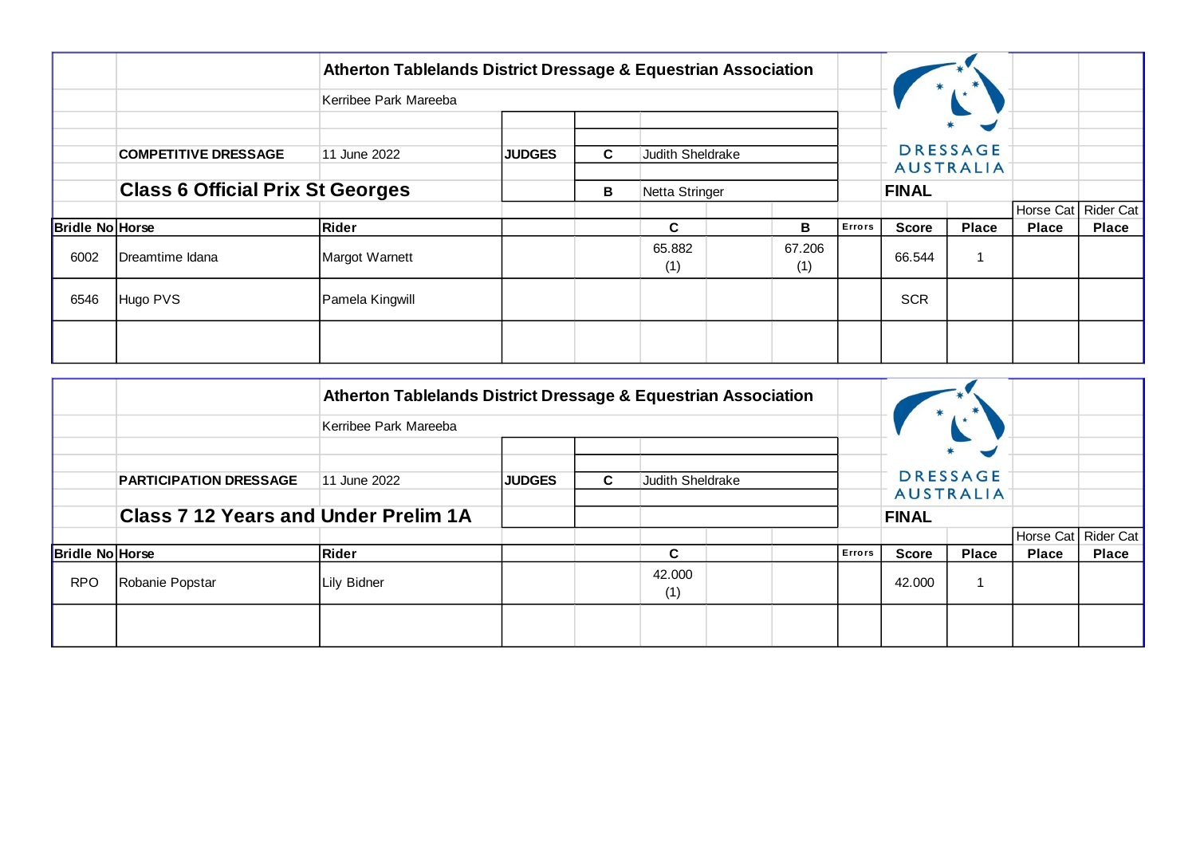**Atherton Tablelands District Dressage & Equestrian Association**

Kerribee Park Mareeba

DRESSAGE AUSTRALIA

**COMPETITIVE DRESSAGE** 11 June 2022

**JUDGES**

| | |
|---|---|
| **C** | Judith Sheldrake |
| **B** | Netta Stringer |

## Class 6 Official Prix St Georges

**FINAL**

| Bridle No | Horse | Rider | C | B | Errors | Score | Place | Horse Cat Place | Rider Cat Place |
|---|---|---|---|---|---|---|---|---|---|
| 6002 | Dreamtime Idana | Margot Warnett | 65.882 (1) | 67.206 (1) | | 66.544 | 1 | | |
| 6546 | Hugo PVS | Pamela Kingwill | | | | SCR | | | |
| | | | | | | | | | |

**Atherton Tablelands District Dressage & Equestrian Association**

Kerribee Park Mareeba

DRESSAGE AUSTRALIA

**PARTICIPATION DRESSAGE** 11 June 2022

**JUDGES**

| | |
|---|---|
| **C** | Judith Sheldrake |

## Class 7 12 Years and Under Prelim 1A

**FINAL**

| Bridle No | Horse | Rider | C | Errors | Score | Place | Horse Cat Place | Rider Cat Place |
|---|---|---|---|---|---|---|---|---|
| RPO | Robanie Popstar | Lily Bidner | 42.000 (1) | | 42.000 | 1 | | |
| | | | | | | | | |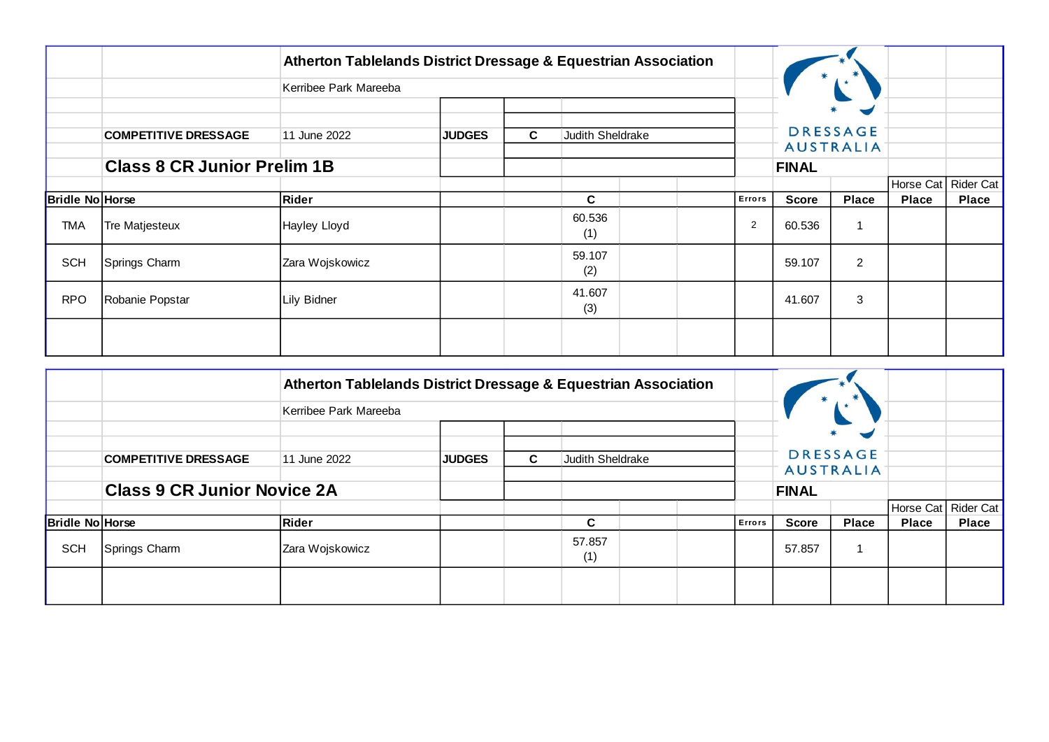**Atherton Tablelands District Dressage & Equestrian Association**

Kerribee Park Mareeba

**COMPETITIVE DRESSAGE** 11 June 2022

**JUDGES** C Judith Sheldrake

DRESSAGE AUSTRALIA

## Class 8 CR Junior Prelim 1B

**FINAL**

| Bridle No | Horse | Rider | C | Errors | Score | Place | Horse Cat Place | Rider Cat Place |
|---|---|---|---|---|---|---|---|---|
| TMA | Tre Matjesteux | Hayley Lloyd | 60.536 (1) | 2 | 60.536 | 1 | | |
| SCH | Springs Charm | Zara Wojskowicz | 59.107 (2) | | 59.107 | 2 | | |
| RPO | Robanie Popstar | Lily Bidner | 41.607 (3) | | 41.607 | 3 | | |

**Atherton Tablelands District Dressage & Equestrian Association**

Kerribee Park Mareeba

**COMPETITIVE DRESSAGE** 11 June 2022

**JUDGES** C Judith Sheldrake

DRESSAGE AUSTRALIA

## Class 9 CR Junior Novice 2A

**FINAL**

| Bridle No | Horse | Rider | C | Errors | Score | Place | Horse Cat Place | Rider Cat Place |
|---|---|---|---|---|---|---|---|---|
| SCH | Springs Charm | Zara Wojskowicz | 57.857 (1) | | 57.857 | 1 | | |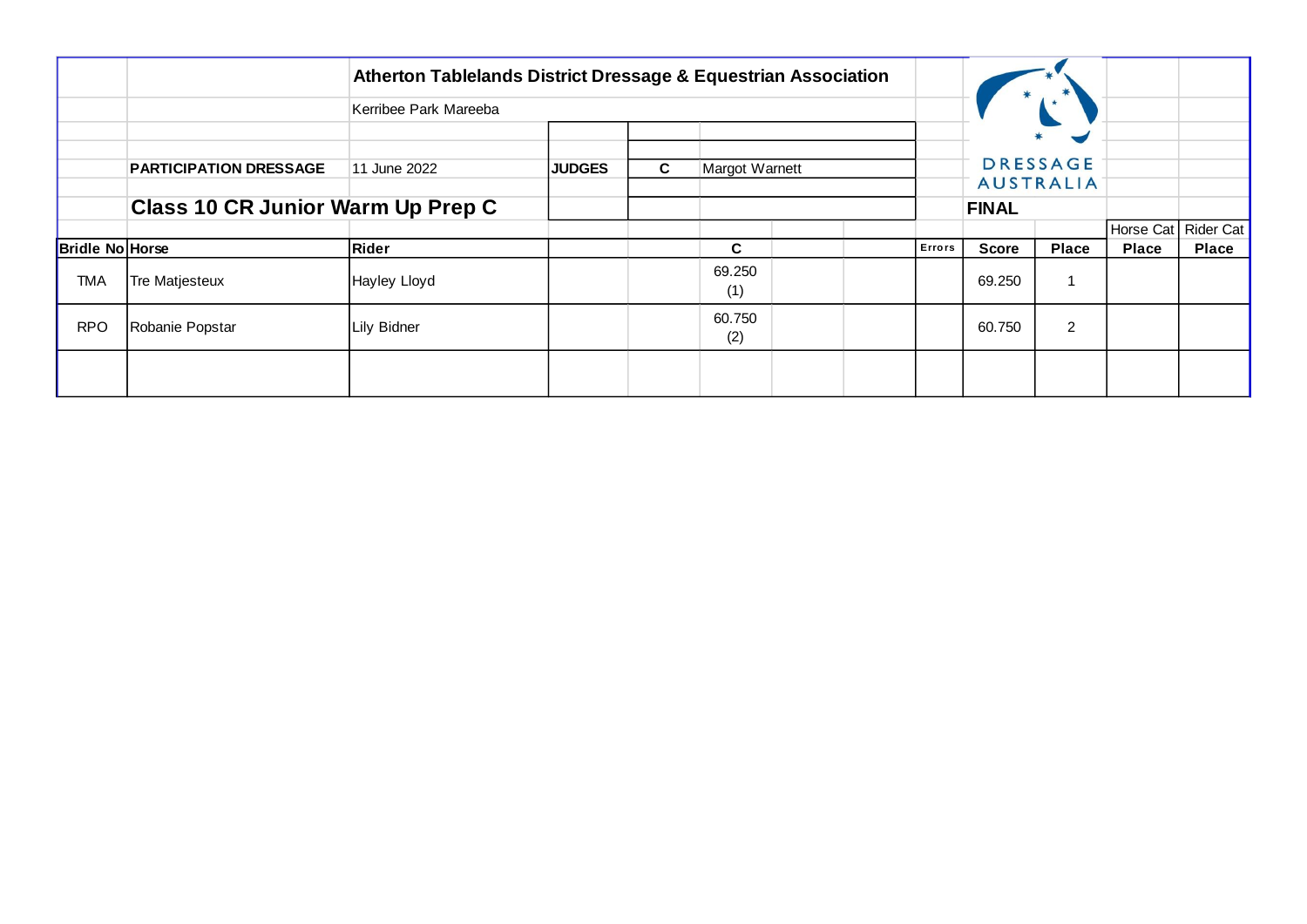**Atherton Tablelands District Dressage & Equestrian Association**

Kerribee Park Mareeba

**PARTICIPATION DRESSAGE** 11 June 2022

**JUDGES** **C** Margot Warnett

DRESSAGE AUSTRALIA

## Class 10 CR Junior Warm Up Prep C

**FINAL**

| Bridle No | Horse | Rider | | | C | | | Errors | Score | Place | Horse Cat Place | Rider Cat Place |
|---|---|---|---|---|---|---|---|---|---|---|---|---|
| TMA | Tre Matjesteux | Hayley Lloyd | | | 69.250 (1) | | | | 69.250 | 1 | | |
| RPO | Robanie Popstar | Lily Bidner | | | 60.750 (2) | | | | 60.750 | 2 | | |
| | | | | | | | | | | | | |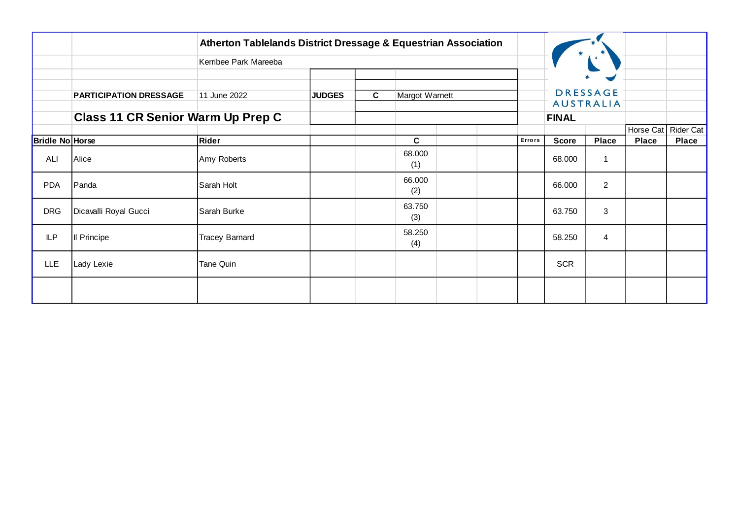**Atherton Tablelands District Dressage & Equestrian Association**

Kerribee Park Mareeba

**PARTICIPATION DRESSAGE** 11 June 2022

**JUDGES** **C** Margot Warnett

DRESSAGE AUSTRALIA

## Class 11 CR Senior Warm Up Prep C

**FINAL**

| Bridle No | Horse | Rider | | | C | | | Errors | Score | Place | Horse Cat Place | Rider Cat Place |
|---|---|---|---|---|---|---|---|---|---|---|---|---|
| ALI | Alice | Amy Roberts | | | 68.000 (1) | | | | 68.000 | 1 | | |
| PDA | Panda | Sarah Holt | | | 66.000 (2) | | | | 66.000 | 2 | | |
| DRG | Dicavalli Royal Gucci | Sarah Burke | | | 63.750 (3) | | | | 63.750 | 3 | | |
| ILP | Il Principe | Tracey Barnard | | | 58.250 (4) | | | | 58.250 | 4 | | |
| LLE | Lady Lexie | Tane Quin | | | | | | | SCR | | | |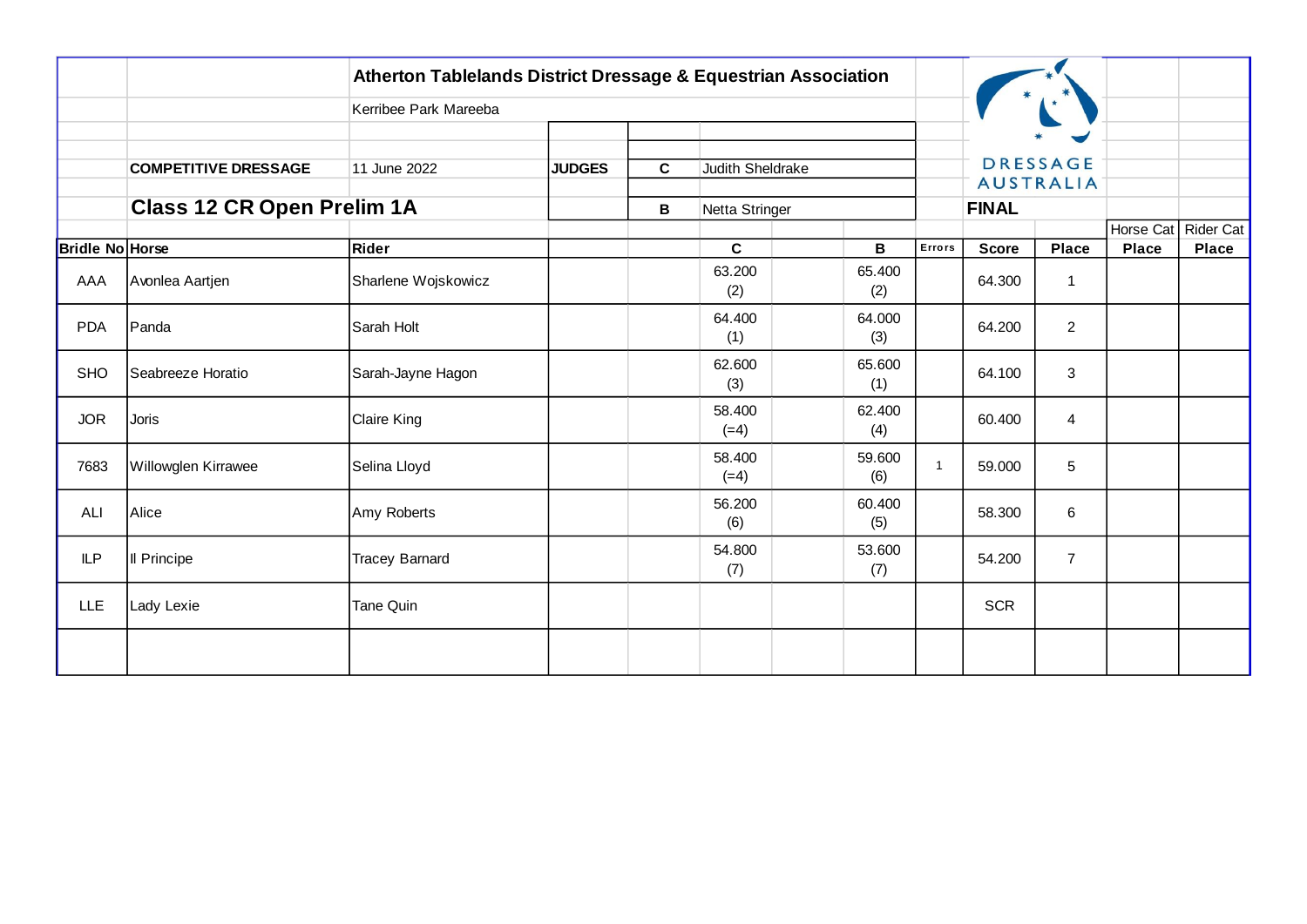**Atherton Tablelands District Dressage & Equestrian Association**

Kerribee Park Mareeba

DRESSAGE AUSTRALIA

**COMPETITIVE DRESSAGE** 11 June 2022

**JUDGES**

| | |
|---|---|
| **C** | Judith Sheldrake |
| **B** | Netta Stringer |

## Class 12 CR Open Prelim 1A

**FINAL**

| Bridle No | Horse | Rider | C | B | Errors | Score | Place | Horse Cat Place | Rider Cat Place |
|---|---|---|---|---|---|---|---|---|---|
| AAA | Avonlea Aartjen | Sharlene Wojskowicz | 63.200 (2) | 65.400 (2) | | 64.300 | 1 | | |
| PDA | Panda | Sarah Holt | 64.400 (1) | 64.000 (3) | | 64.200 | 2 | | |
| SHO | Seabreeze Horatio | Sarah-Jayne Hagon | 62.600 (3) | 65.600 (1) | | 64.100 | 3 | | |
| JOR | Joris | Claire King | 58.400 (=4) | 62.400 (4) | | 60.400 | 4 | | |
| 7683 | Willowglen Kirrawee | Selina Lloyd | 58.400 (=4) | 59.600 (6) | 1 | 59.000 | 5 | | |
| ALI | Alice | Amy Roberts | 56.200 (6) | 60.400 (5) | | 58.300 | 6 | | |
| ILP | Il Principe | Tracey Barnard | 54.800 (7) | 53.600 (7) | | 54.200 | 7 | | |
| LLE | Lady Lexie | Tane Quin | | | | SCR | | | |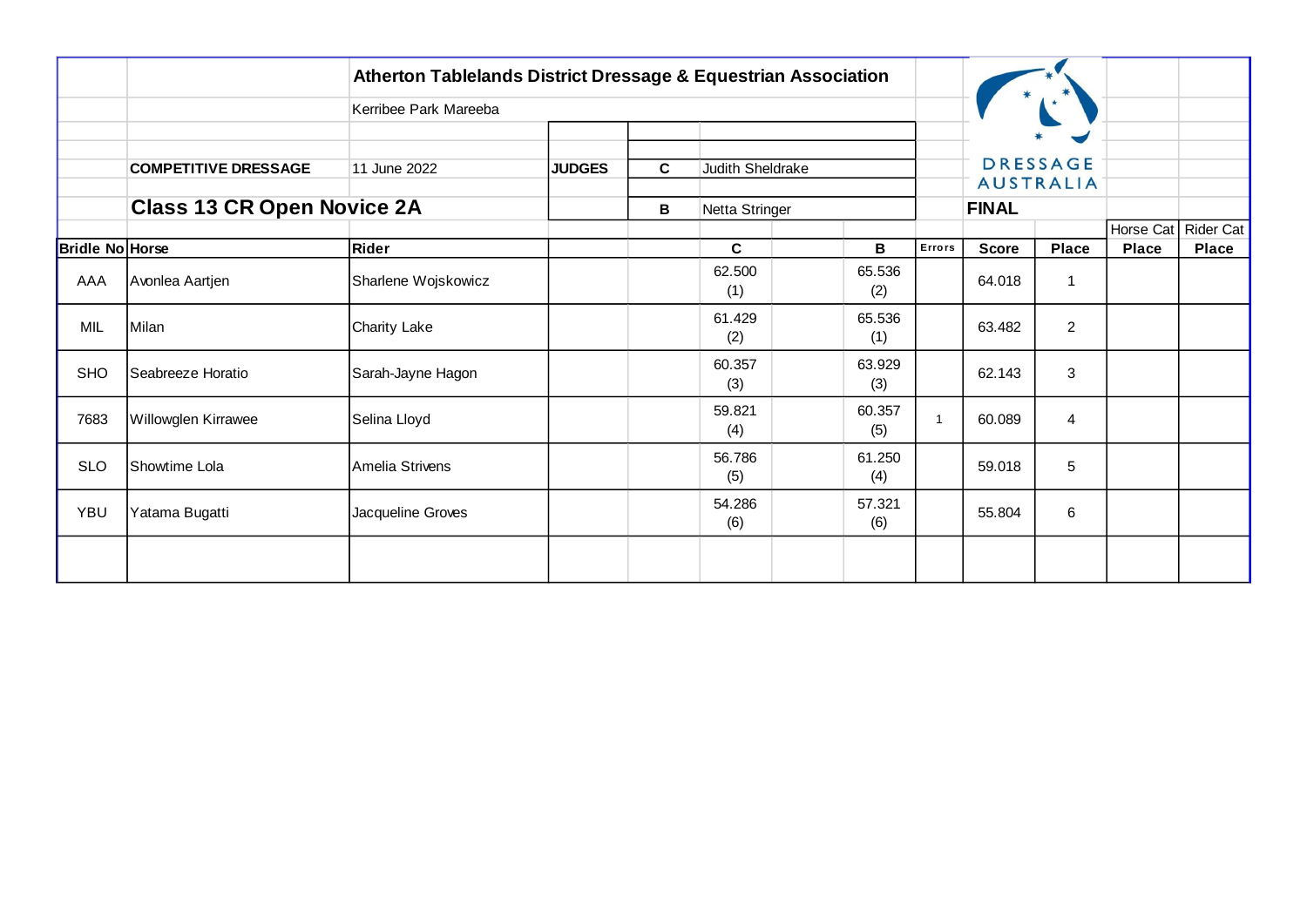**Atherton Tablelands District Dressage & Equestrian Association**

Kerribee Park Mareeba

**COMPETITIVE DRESSAGE** 11 June 2022

**JUDGES**

| | |
|---|---|
| **C** | Judith Sheldrake |
| **B** | Netta Stringer |

DRESSAGE AUSTRALIA

## Class 13 CR Open Novice 2A

**FINAL**

| Bridle No | Horse | Rider | C | B | Errors | Score | Place | Horse Cat Place | Rider Cat Place |
|---|---|---|---|---|---|---|---|---|---|
| AAA | Avonlea Aartjen | Sharlene Wojskowicz | 62.500 (1) | 65.536 (2) | | 64.018 | 1 | | |
| MIL | Milan | Charity Lake | 61.429 (2) | 65.536 (1) | | 63.482 | 2 | | |
| SHO | Seabreeze Horatio | Sarah-Jayne Hagon | 60.357 (3) | 63.929 (3) | | 62.143 | 3 | | |
| 7683 | Willowglen Kirrawee | Selina Lloyd | 59.821 (4) | 60.357 (5) | 1 | 60.089 | 4 | | |
| SLO | Showtime Lola | Amelia Strivens | 56.786 (5) | 61.250 (4) | | 59.018 | 5 | | |
| YBU | Yatama Bugatti | Jacqueline Groves | 54.286 (6) | 57.321 (6) | | 55.804 | 6 | | |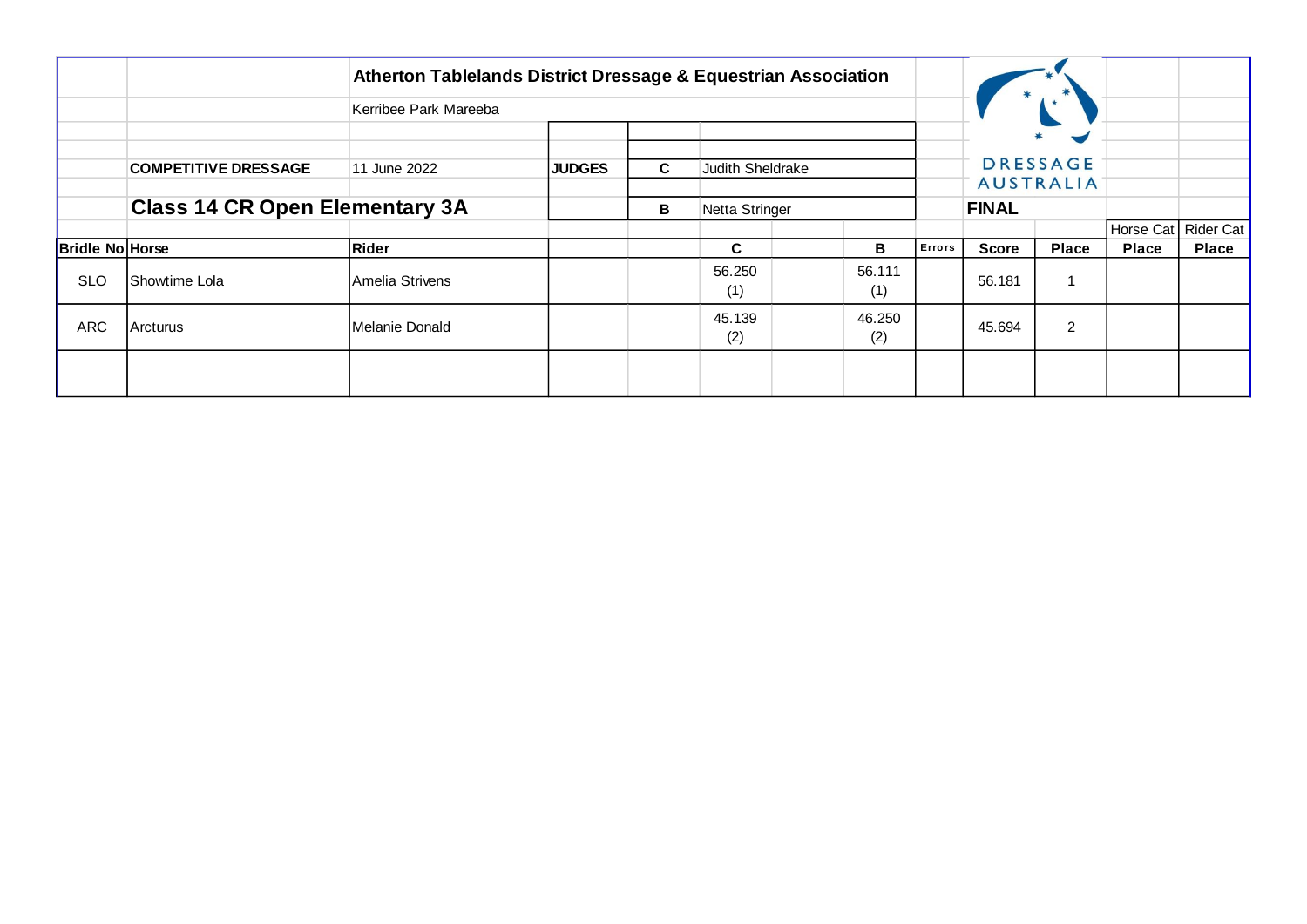**Atherton Tablelands District Dressage & Equestrian Association**

Kerribee Park Mareeba

**COMPETITIVE DRESSAGE** 11 June 2022

**JUDGES**

| | |
|---|---|
| **C** | Judith Sheldrake |
| **B** | Netta Stringer |

DRESSAGE AUSTRALIA

## Class 14 CR Open Elementary 3A

**FINAL**

| Bridle No | Horse | Rider | | | C | | B | Errors | Score | Place | Horse Cat Place | Rider Cat Place |
|---|---|---|---|---|---|---|---|---|---|---|---|---|
| SLO | Showtime Lola | Amelia Strivens | | | 56.250 (1) | | 56.111 (1) | | 56.181 | 1 | | |
| ARC | Arcturus | Melanie Donald | | | 45.139 (2) | | 46.250 (2) | | 45.694 | 2 | | |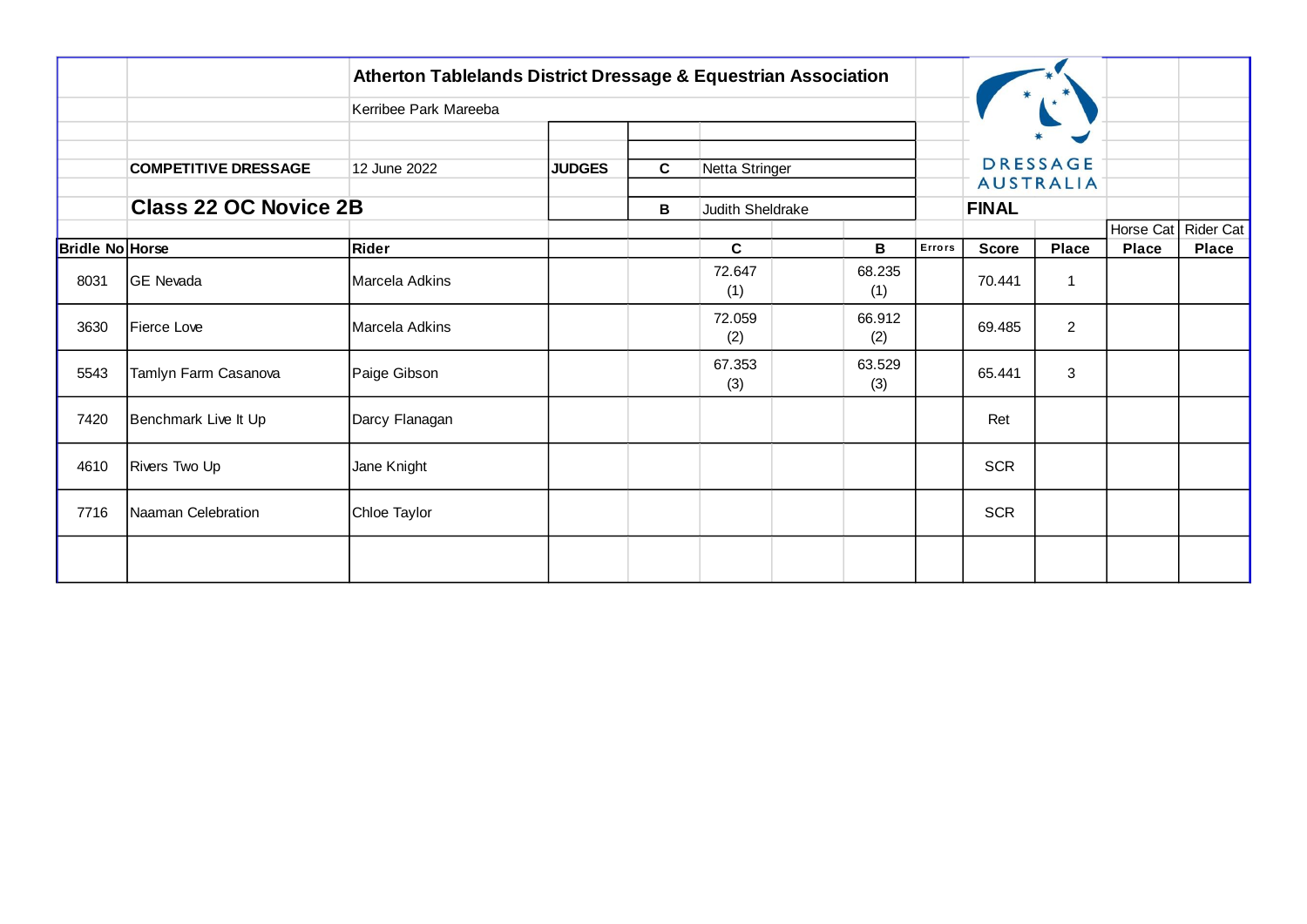**Atherton Tablelands District Dressage & Equestrian Association**

Kerribee Park Mareeba

**COMPETITIVE DRESSAGE** 12 June 2022

**JUDGES**

| | |
|---|---|
| C | Netta Stringer |
| B | Judith Sheldrake |

## Class 22 OC Novice 2B

DRESSAGE AUSTRALIA

**FINAL**

| Bridle No | Horse | Rider | | | C | | B | Errors | Score | Place | Horse Cat Place | Rider Cat Place |
|---|---|---|---|---|---|---|---|---|---|---|---|---|
| 8031 | GE Nevada | Marcela Adkins | | | 72.647 (1) | | 68.235 (1) | | 70.441 | 1 | | |
| 3630 | Fierce Love | Marcela Adkins | | | 72.059 (2) | | 66.912 (2) | | 69.485 | 2 | | |
| 5543 | Tamlyn Farm Casanova | Paige Gibson | | | 67.353 (3) | | 63.529 (3) | | 65.441 | 3 | | |
| 7420 | Benchmark Live It Up | Darcy Flanagan | | | | | | | Ret | | | |
| 4610 | Rivers Two Up | Jane Knight | | | | | | | SCR | | | |
| 7716 | Naaman Celebration | Chloe Taylor | | | | | | | SCR | | | |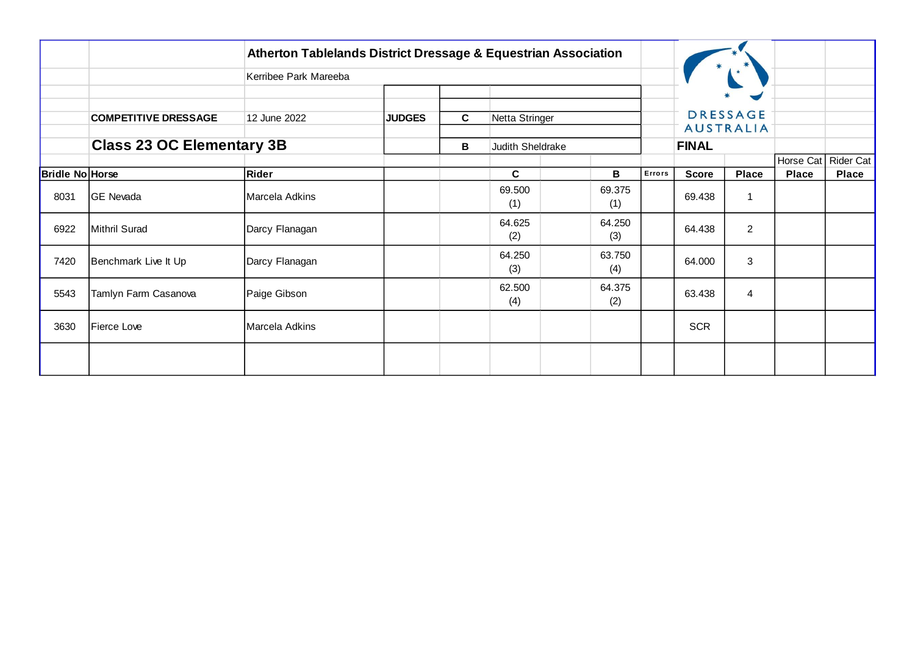**Atherton Tablelands District Dressage & Equestrian Association**

Kerribee Park Mareeba

DRESSAGE AUSTRALIA

**COMPETITIVE DRESSAGE** 12 June 2022

**JUDGES**

| | |
|---|---|
| **C** | Netta Stringer |
| **B** | Judith Sheldrake |

## Class 23 OC Elementary 3B

**FINAL**

| Bridle No | Horse | Rider | C | B | Errors | Score | Place | Horse Cat Place | Rider Cat Place |
|---|---|---|---|---|---|---|---|---|---|
| 8031 | GE Nevada | Marcela Adkins | 69.500 (1) | 69.375 (1) | | 69.438 | 1 | | |
| 6922 | Mithril Surad | Darcy Flanagan | 64.625 (2) | 64.250 (3) | | 64.438 | 2 | | |
| 7420 | Benchmark Live It Up | Darcy Flanagan | 64.250 (3) | 63.750 (4) | | 64.000 | 3 | | |
| 5543 | Tamlyn Farm Casanova | Paige Gibson | 62.500 (4) | 64.375 (2) | | 63.438 | 4 | | |
| 3630 | Fierce Love | Marcela Adkins | | | | SCR | | | |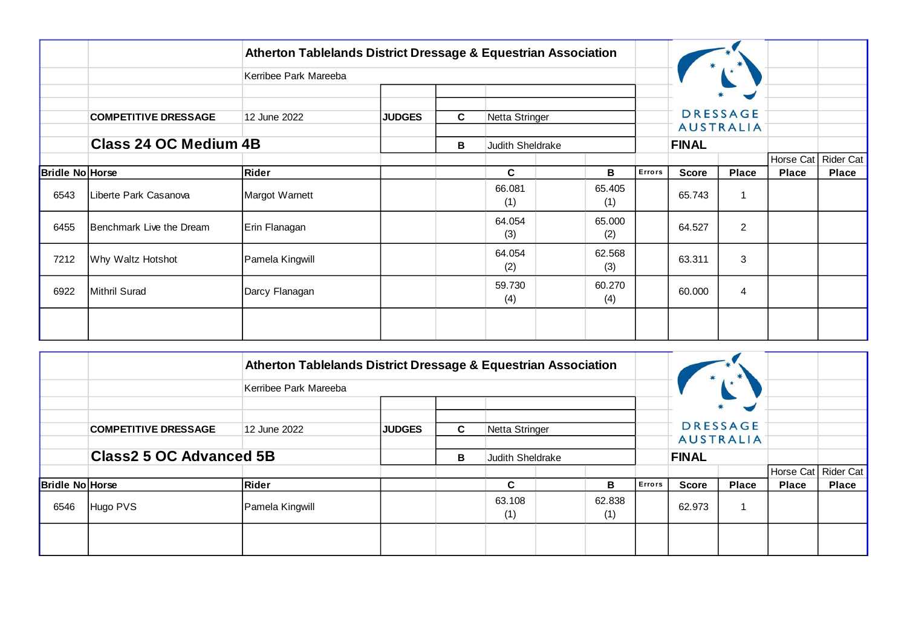## Atherton Tablelands District Dressage & Equestrian Association

Kerribee Park Mareeba

**COMPETITIVE DRESSAGE** 12 June 2022

| **JUDGES** | | |
|---|---|---|
| | C | Netta Stringer |
| | B | Judith Sheldrake |

DRESSAGE AUSTRALIA

### Class 24 OC Medium 4B

**FINAL**

| Bridle No | Horse | Rider | | | C | | B | Errors | Score | Place | Horse Cat Place | Rider Cat Place |
|---|---|---|---|---|---|---|---|---|---|---|---|---|
| 6543 | Liberte Park Casanova | Margot Warnett | | | 66.081 (1) | | 65.405 (1) | | 65.743 | 1 | | |
| 6455 | Benchmark Live the Dream | Erin Flanagan | | | 64.054 (3) | | 65.000 (2) | | 64.527 | 2 | | |
| 7212 | Why Waltz Hotshot | Pamela Kingwill | | | 64.054 (2) | | 62.568 (3) | | 63.311 | 3 | | |
| 6922 | Mithril Surad | Darcy Flanagan | | | 59.730 (4) | | 60.270 (4) | | 60.000 | 4 | | |
| | | | | | | | | | | | | |

## Atherton Tablelands District Dressage & Equestrian Association

Kerribee Park Mareeba

**COMPETITIVE DRESSAGE** 12 June 2022

| **JUDGES** | | |
|---|---|---|
| | C | Netta Stringer |
| | B | Judith Sheldrake |

DRESSAGE AUSTRALIA

### Class2 5 OC Advanced 5B

**FINAL**

| Bridle No | Horse | Rider | | | C | | B | Errors | Score | Place | Horse Cat Place | Rider Cat Place |
|---|---|---|---|---|---|---|---|---|---|---|---|---|
| 6546 | Hugo PVS | Pamela Kingwill | | | 63.108 (1) | | 62.838 (1) | | 62.973 | 1 | | |
| | | | | | | | | | | | | |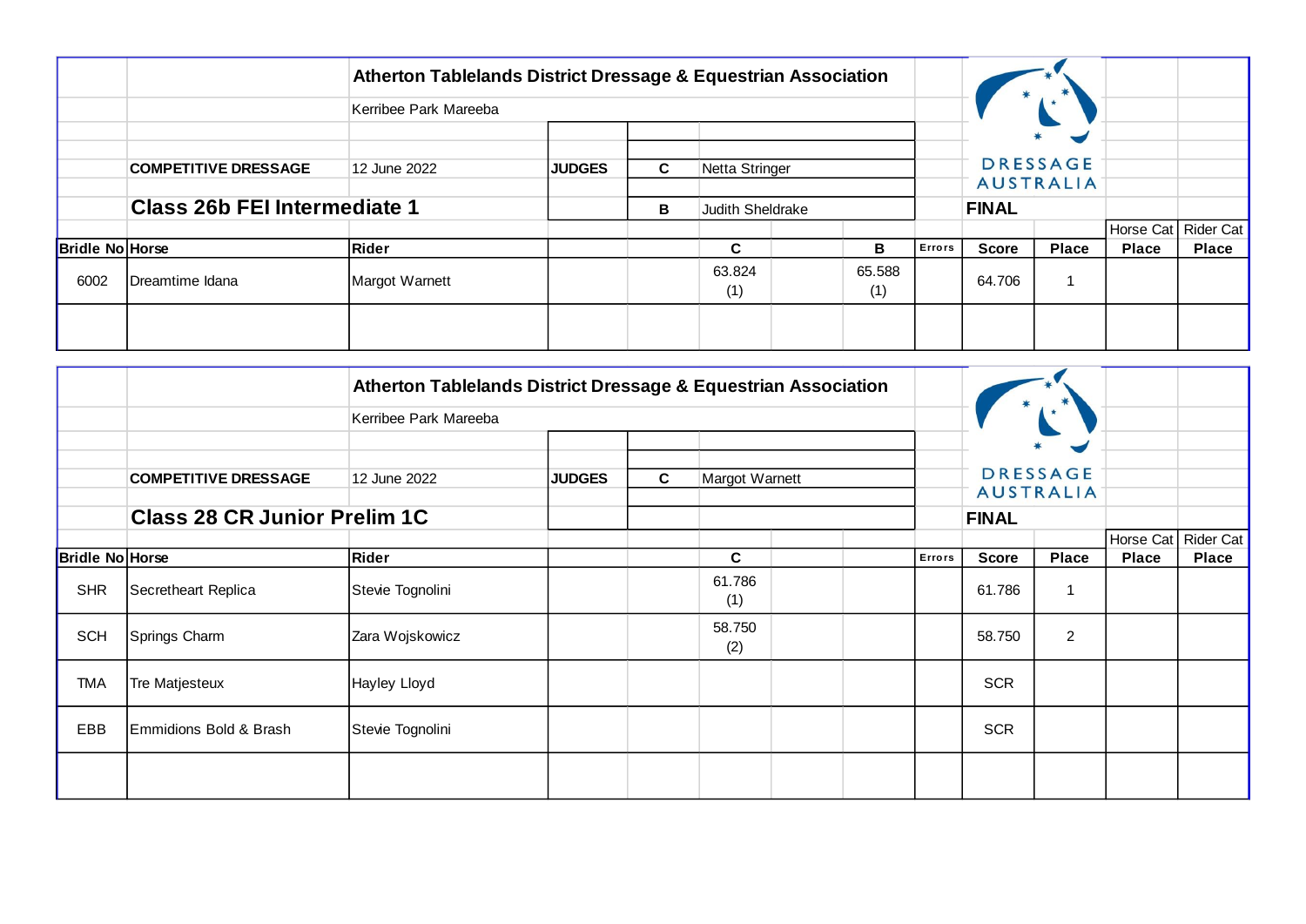## Atherton Tablelands District Dressage & Equestrian Association

Kerribee Park Mareeba

**COMPETITIVE DRESSAGE** 12 June 2022

**JUDGES**
- **C** Netta Stringer
- **B** Judith Sheldrake

DRESSAGE AUSTRALIA

### Class 26b FEI Intermediate 1

**FINAL**

| Bridle No | Horse | Rider | C | B | Errors | Score | Place | Horse Cat Place | Rider Cat Place |
|---|---|---|---|---|---|---|---|---|---|
| 6002 | Dreamtime Idana | Margot Warnett | 63.824 (1) | 65.588 (1) | | 64.706 | 1 | | |

## Atherton Tablelands District Dressage & Equestrian Association

Kerribee Park Mareeba

**COMPETITIVE DRESSAGE** 12 June 2022

**JUDGES**
- **C** Margot Warnett

DRESSAGE AUSTRALIA

### Class 28 CR Junior Prelim 1C

**FINAL**

| Bridle No | Horse | Rider | C | Errors | Score | Place | Horse Cat Place | Rider Cat Place |
|---|---|---|---|---|---|---|---|---|
| SHR | Secretheart Replica | Stevie Tognolini | 61.786 (1) | | 61.786 | 1 | | |
| SCH | Springs Charm | Zara Wojskowicz | 58.750 (2) | | 58.750 | 2 | | |
| TMA | Tre Matjesteux | Hayley Lloyd | | | SCR | | | |
| EBB | Emmidions Bold & Brash | Stevie Tognolini | | | SCR | | | |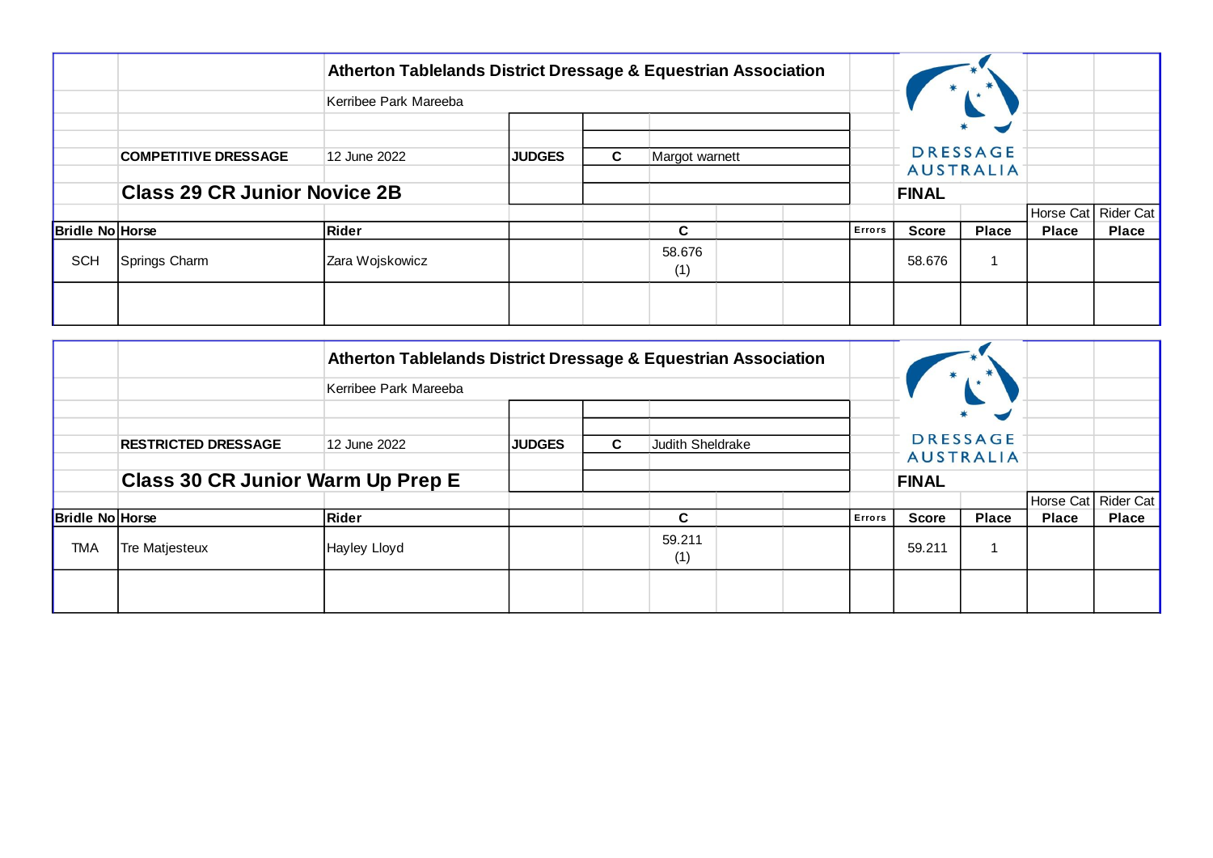**Atherton Tablelands District Dressage & Equestrian Association**

Kerribee Park Mareeba

DRESSAGE AUSTRALIA

**COMPETITIVE DRESSAGE** 12 June 2022 **JUDGES** **C** Margot warnett

## Class 29 CR Junior Novice 2B

**FINAL**

| Bridle No | Horse | Rider | | | C | | | Errors | Score | Place | Horse Cat Place | Rider Cat Place |
|---|---|---|---|---|---|---|---|---|---|---|---|---|
| SCH | Springs Charm | Zara Wojskowicz | | | 58.676 (1) | | | | 58.676 | 1 | | |
| | | | | | | | | | | | | |

**Atherton Tablelands District Dressage & Equestrian Association**

Kerribee Park Mareeba

DRESSAGE AUSTRALIA

**RESTRICTED DRESSAGE** 12 June 2022 **JUDGES** **C** Judith Sheldrake

## Class 30 CR Junior Warm Up Prep E

**FINAL**

| Bridle No | Horse | Rider | | | C | | | Errors | Score | Place | Horse Cat Place | Rider Cat Place |
|---|---|---|---|---|---|---|---|---|---|---|---|---|
| TMA | Tre Matjesteux | Hayley Lloyd | | | 59.211 (1) | | | | 59.211 | 1 | | |
| | | | | | | | | | | | | |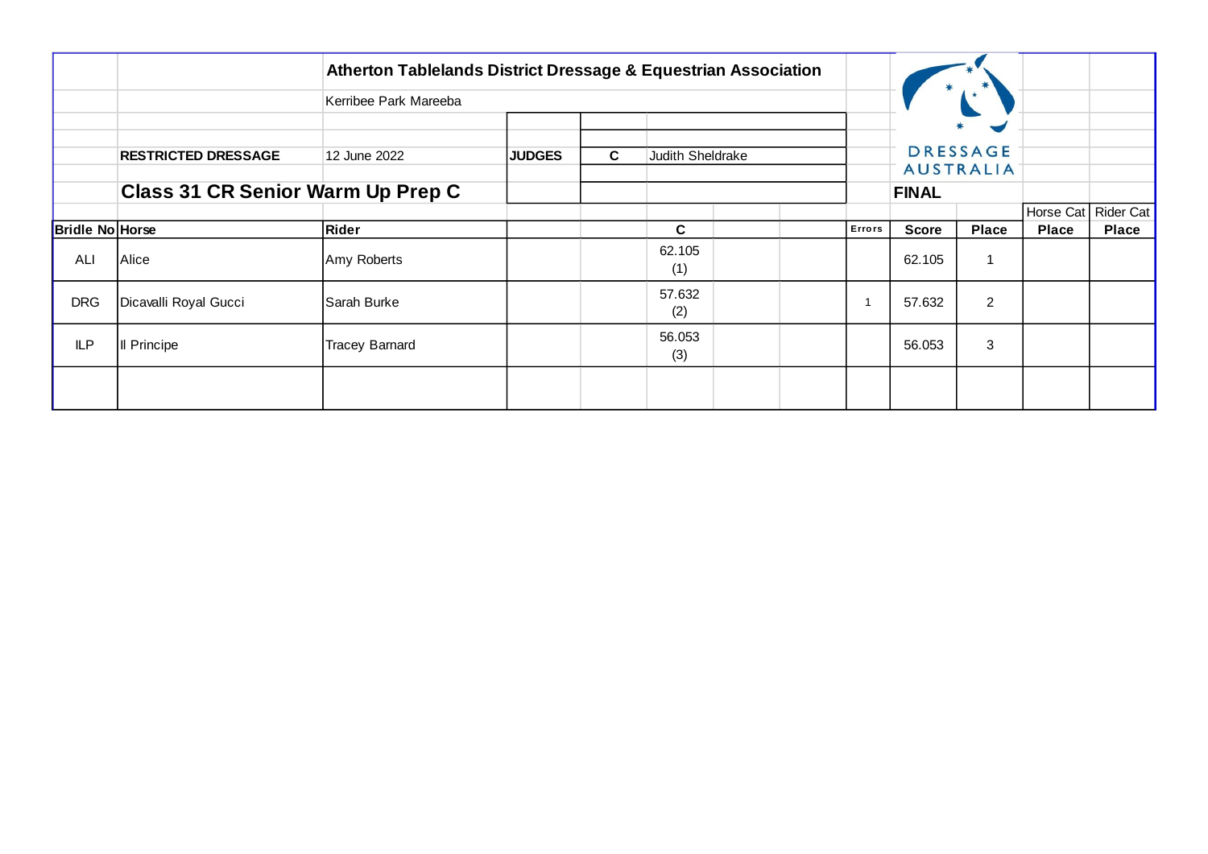**Atherton Tablelands District Dressage & Equestrian Association**

Kerribee Park Mareeba

DRESSAGE AUSTRALIA

**RESTRICTED DRESSAGE** 12 June 2022

| **JUDGES** | **C** | Judith Sheldrake |
|---|---|---|

## Class 31 CR Senior Warm Up Prep C

**FINAL**

| Bridle No | Horse | Rider | | | C | | | Errors | Score | Place | Horse Cat Place | Rider Cat Place |
|---|---|---|---|---|---|---|---|---|---|---|---|---|
| ALI | Alice | Amy Roberts | | | 62.105 (1) | | | | 62.105 | 1 | | |
| DRG | Dicavalli Royal Gucci | Sarah Burke | | | 57.632 (2) | | | 1 | 57.632 | 2 | | |
| ILP | Il Principe | Tracey Barnard | | | 56.053 (3) | | | | 56.053 | 3 | | |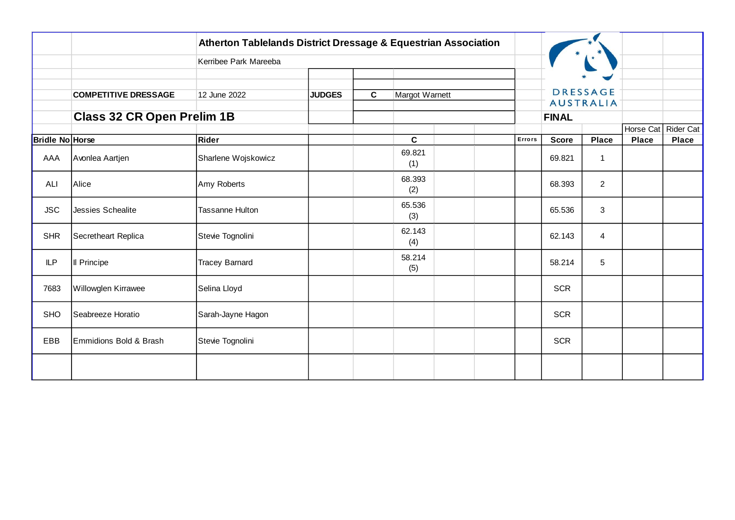**Atherton Tablelands District Dressage & Equestrian Association**

Kerribee Park Mareeba

DRESSAGE AUSTRALIA

**COMPETITIVE DRESSAGE** 12 June 2022

**JUDGES** **C** Margot Warnett

## Class 32 CR Open Prelim 1B

**FINAL**

| Bridle No | Horse | Rider | | C | | | Errors | Score | Place | Horse Cat Place | Rider Cat Place |
|---|---|---|---|---|---|---|---|---|---|---|---|
| AAA | Avonlea Aartjen | Sharlene Wojskowicz | | 69.821 (1) | | | | 69.821 | 1 | | |
| ALI | Alice | Amy Roberts | | 68.393 (2) | | | | 68.393 | 2 | | |
| JSC | Jessies Schealite | Tassanne Hulton | | 65.536 (3) | | | | 65.536 | 3 | | |
| SHR | Secretheart Replica | Stevie Tognolini | | 62.143 (4) | | | | 62.143 | 4 | | |
| ILP | Il Principe | Tracey Barnard | | 58.214 (5) | | | | 58.214 | 5 | | |
| 7683 | Willowglen Kirrawee | Selina Lloyd | | | | | | SCR | | | |
| SHO | Seabreeze Horatio | Sarah-Jayne Hagon | | | | | | SCR | | | |
| EBB | Emmidions Bold & Brash | Stevie Tognolini | | | | | | SCR | | | |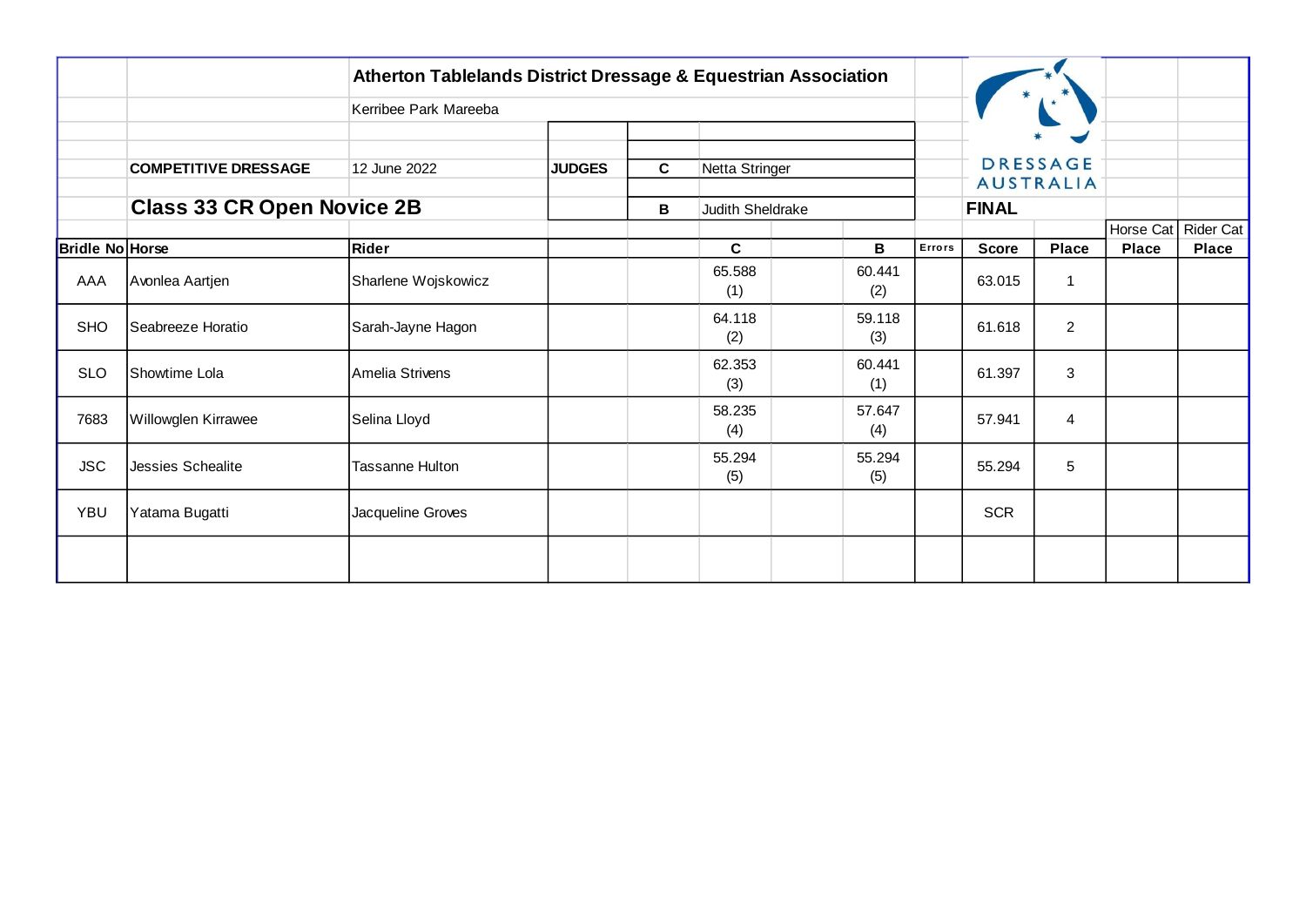## Atherton Tablelands District Dressage & Equestrian Association

Kerribee Park Mareeba

**COMPETITIVE DRESSAGE** 12 June 2022

**JUDGES**

| | |
|---|---|
| **C** | Netta Stringer |
| **B** | Judith Sheldrake |

DRESSAGE AUSTRALIA

### Class 33 CR Open Novice 2B

**FINAL**

| Bridle No | Horse | Rider | C | B | Errors | Score | Place | Horse Cat Place | Rider Cat Place |
|---|---|---|---|---|---|---|---|---|---|
| AAA | Avonlea Aartjen | Sharlene Wojskowicz | 65.588 (1) | 60.441 (2) | | 63.015 | 1 | | |
| SHO | Seabreeze Horatio | Sarah-Jayne Hagon | 64.118 (2) | 59.118 (3) | | 61.618 | 2 | | |
| SLO | Showtime Lola | Amelia Strivens | 62.353 (3) | 60.441 (1) | | 61.397 | 3 | | |
| 7683 | Willowglen Kirrawee | Selina Lloyd | 58.235 (4) | 57.647 (4) | | 57.941 | 4 | | |
| JSC | Jessies Schealite | Tassanne Hulton | 55.294 (5) | 55.294 (5) | | 55.294 | 5 | | |
| YBU | Yatama Bugatti | Jacqueline Groves | | | | SCR | | | |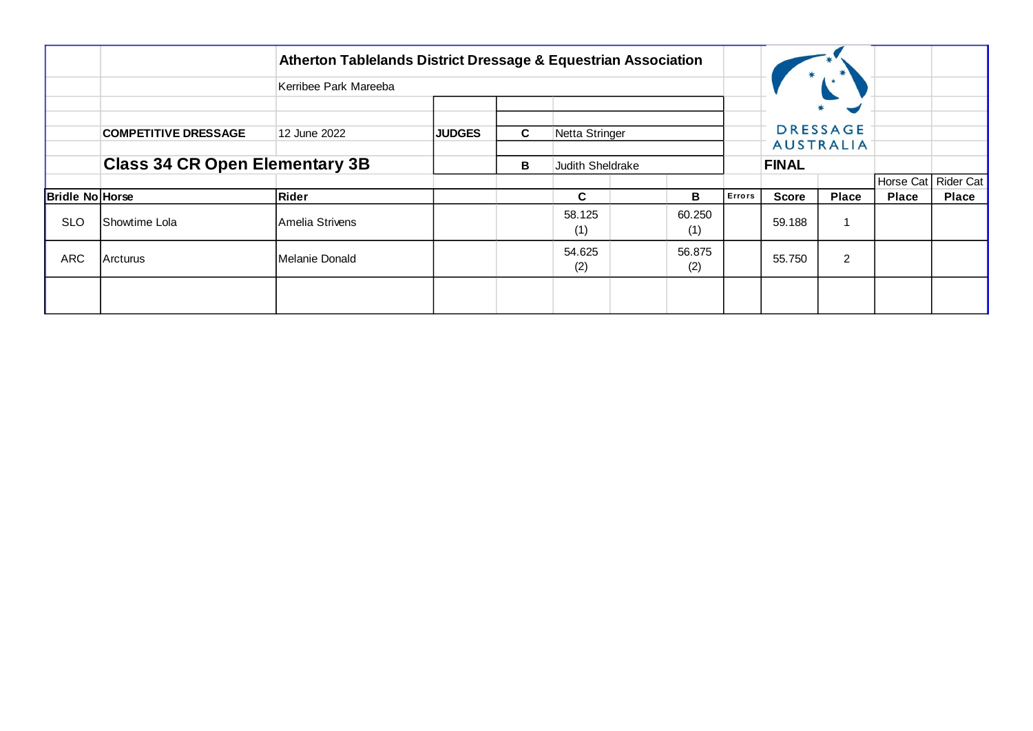# Atherton Tablelands District Dressage & Equestrian Association

Kerribee Park Mareeba

**COMPETITIVE DRESSAGE** 12 June 2022

**JUDGES**

| | | |
|---|---|---|
| **C** | Netta Stringer |
| **B** | Judith Sheldrake |

## Class 34 CR Open Elementary 3B

DRESSAGE AUSTRALIA

**FINAL**

| Bridle No | Horse | Rider | | | C | | B | Errors | Score | Place | Horse Cat Place | Rider Cat Place |
|---|---|---|---|---|---|---|---|---|---|---|---|---|
| SLO | Showtime Lola | Amelia Strivens | | | 58.125 (1) | | 60.250 (1) | | 59.188 | 1 | | |
| ARC | Arcturus | Melanie Donald | | | 54.625 (2) | | 56.875 (2) | | 55.750 | 2 | | |